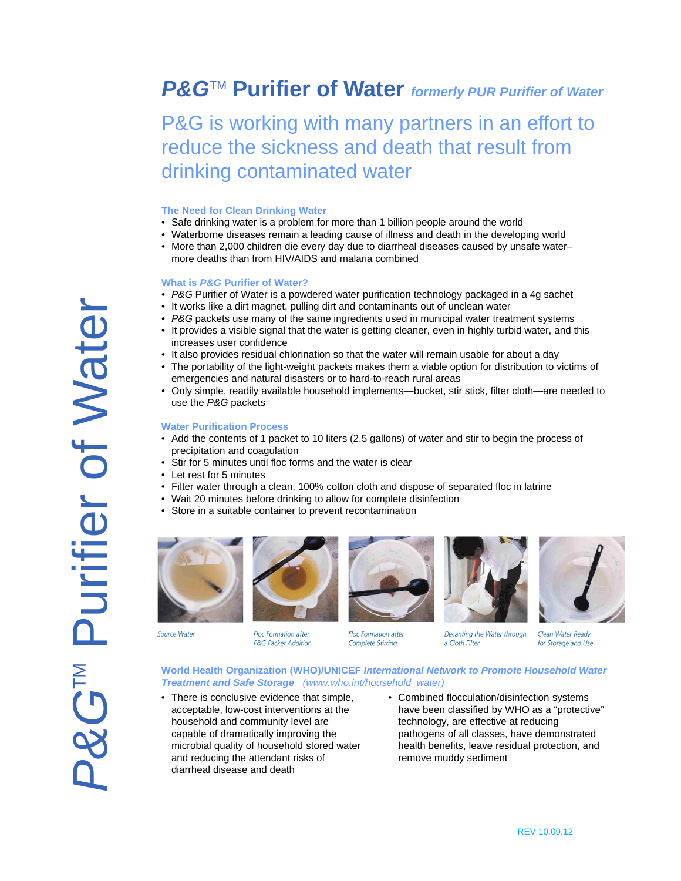# *P&G*™ Purifier of Water *formerly PUR Purifier of Water*

## P&G is working with many partners in an effort to reduce the sickness and death that result from drinking contaminated water

### The Need for Clean Drinking Water

- Safe drinking water is a problem for more than 1 billion people around the world
- Waterborne diseases remain a leading cause of illness and death in the developing world
- More than 2,000 children die every day due to diarrheal diseases caused by unsafe water– more deaths than from HIV/AIDS and malaria combined

### What is *P&G* Purifier of Water?

- *P&G* Purifier of Water is a powdered water purification technology packaged in a 4g sachet
- It works like a dirt magnet, pulling dirt and contaminants out of unclean water
- *P&G* packets use many of the same ingredients used in municipal water treatment systems
- It provides a visible signal that the water is getting cleaner, even in highly turbid water, and this increases user confidence
- It also provides residual chlorination so that the water will remain usable for about a day
- The portability of the light-weight packets makes them a viable option for distribution to victims of emergencies and natural disasters or to hard-to-reach rural areas
- Only simple, readily available household implements—bucket, stir stick, filter cloth—are needed to use the *P&G* packets

### Water Purification Process

- Add the contents of 1 packet to 10 liters (2.5 gallons) of water and stir to begin the process of precipitation and coagulation
- Stir for 5 minutes until floc forms and the water is clear
- Let rest for 5 minutes
- Filter water through a clean, 100% cotton cloth and dispose of separated floc in latrine
- Wait 20 minutes before drinking to allow for complete disinfection
- Store in a suitable container to prevent recontamination

Source Water | Floc Formation after P&G Packet Addition | Floc Formation after Complete Stirring | Decanting the Water through a Cloth Filter | Clean Water Ready for Storage and Use

### World Health Organization (WHO)/UNICEF *International Network to Promote Household Water Treatment and Safe Storage* *(www.who.int/household_water)*

- There is conclusive evidence that simple, acceptable, low-cost interventions at the household and community level are capable of dramatically improving the microbial quality of household stored water and reducing the attendant risks of diarrheal disease and death
- Combined flocculation/disinfection systems have been classified by WHO as a "protective" technology, are effective at reducing pathogens of all classes, have demonstrated health benefits, leave residual protection, and remove muddy sediment

REV 10.09.12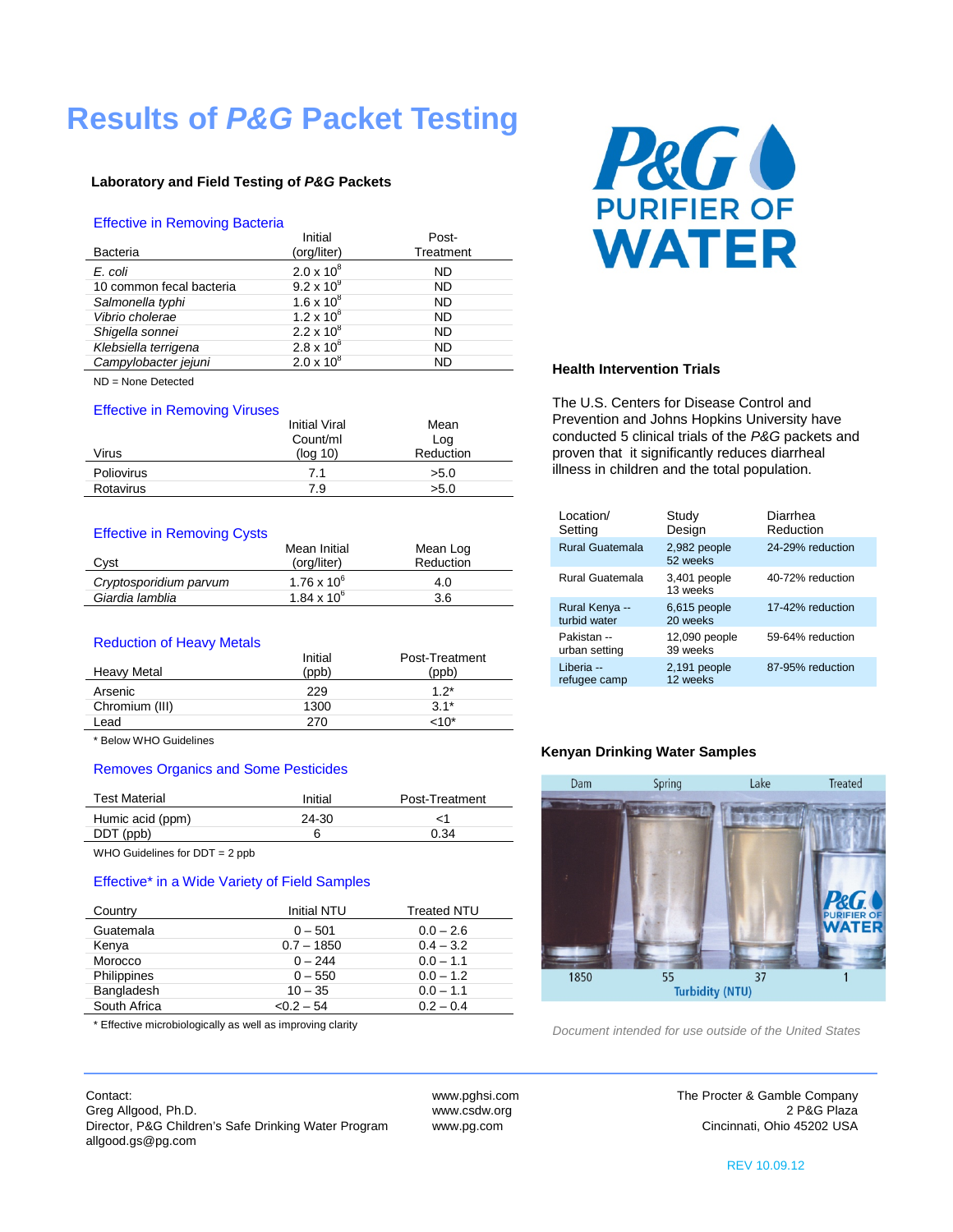# Results of *P&G* Packet Testing

### Laboratory and Field Testing of *P&G* Packets

#### Effective in Removing Bacteria

| Bacteria | Initial (org/liter) | Post-Treatment |
|---|---|---|
| *E. coli* | $2.0 \times 10^8$ | ND |
| 10 common fecal bacteria | $9.2 \times 10^9$ | ND |
| *Salmonella typhi* | $1.6 \times 10^8$ | ND |
| *Vibrio cholerae* | $1.2 \times 10^8$ | ND |
| *Shigella sonnei* | $2.2 \times 10^8$ | ND |
| *Klebsiella terrigena* | $2.8 \times 10^8$ | ND |
| *Campylobacter jejuni* | $2.0 \times 10^8$ | ND |

ND = None Detected

#### Effective in Removing Viruses

| Virus | Initial Viral Count/ml (log 10) | Mean Log Reduction |
|---|---|---|
| Poliovirus | 7.1 | >5.0 |
| Rotavirus | 7.9 | >5.0 |

#### Effective in Removing Cysts

| Cyst | Mean Initial (org/liter) | Mean Log Reduction |
|---|---|---|
| *Cryptosporidium parvum* | $1.76 \times 10^6$ | 4.0 |
| *Giardia lamblia* | $1.84 \times 10^6$ | 3.6 |

#### Reduction of Heavy Metals

| Heavy Metal | Initial (ppb) | Post-Treatment (ppb) |
|---|---|---|
| Arsenic | 229 | 1.2* |
| Chromium (III) | 1300 | 3.1* |
| Lead | 270 | <10* |

* Below WHO Guidelines

#### Removes Organics and Some Pesticides

| Test Material | Initial | Post-Treatment |
|---|---|---|
| Humic acid (ppm) | 24-30 | <1 |
| DDT (ppb) | 6 | 0.34 |

WHO Guidelines for DDT = 2 ppb

#### Effective* in a Wide Variety of Field Samples

| Country | Initial NTU | Treated NTU |
|---|---|---|
| Guatemala | 0 – 501 | 0.0 – 2.6 |
| Kenya | 0.7 – 1850 | 0.4 – 3.2 |
| Morocco | 0 – 244 | 0.0 – 1.1 |
| Philippines | 0 – 550 | 0.0 – 1.2 |
| Bangladesh | 10 – 35 | 0.0 – 1.1 |
| South Africa | <0.2 – 54 | 0.2 – 0.4 |

* Effective microbiologically as well as improving clarity

P&G PURIFIER OF WATER

### Health Intervention Trials

The U.S. Centers for Disease Control and Prevention and Johns Hopkins University have conducted 5 clinical trials of the *P&G* packets and proven that it significantly reduces diarrheal illness in children and the total population.

| Location/ Setting | Study Design | Diarrhea Reduction |
|---|---|---|
| Rural Guatemala | 2,982 people 52 weeks | 24-29% reduction |
| Rural Guatemala | 3,401 people 13 weeks | 40-72% reduction |
| Rural Kenya -- turbid water | 6,615 people 20 weeks | 17-42% reduction |
| Pakistan -- urban setting | 12,090 people 39 weeks | 59-64% reduction |
| Liberia -- refugee camp | 2,191 people 12 weeks | 87-95% reduction |

### Kenyan Drinking Water Samples

Dam Spring Lake Treated

1850 55 37 1

Turbidity (NTU)

*Document intended for use outside of the United States*

Contact:
Greg Allgood, Ph.D.
Director, P&G Children's Safe Drinking Water Program
allgood.gs@pg.com

www.pghsi.com
www.csdw.org
www.pg.com

The Procter & Gamble Company
2 P&G Plaza
Cincinnati, Ohio 45202 USA

REV 10.09.12